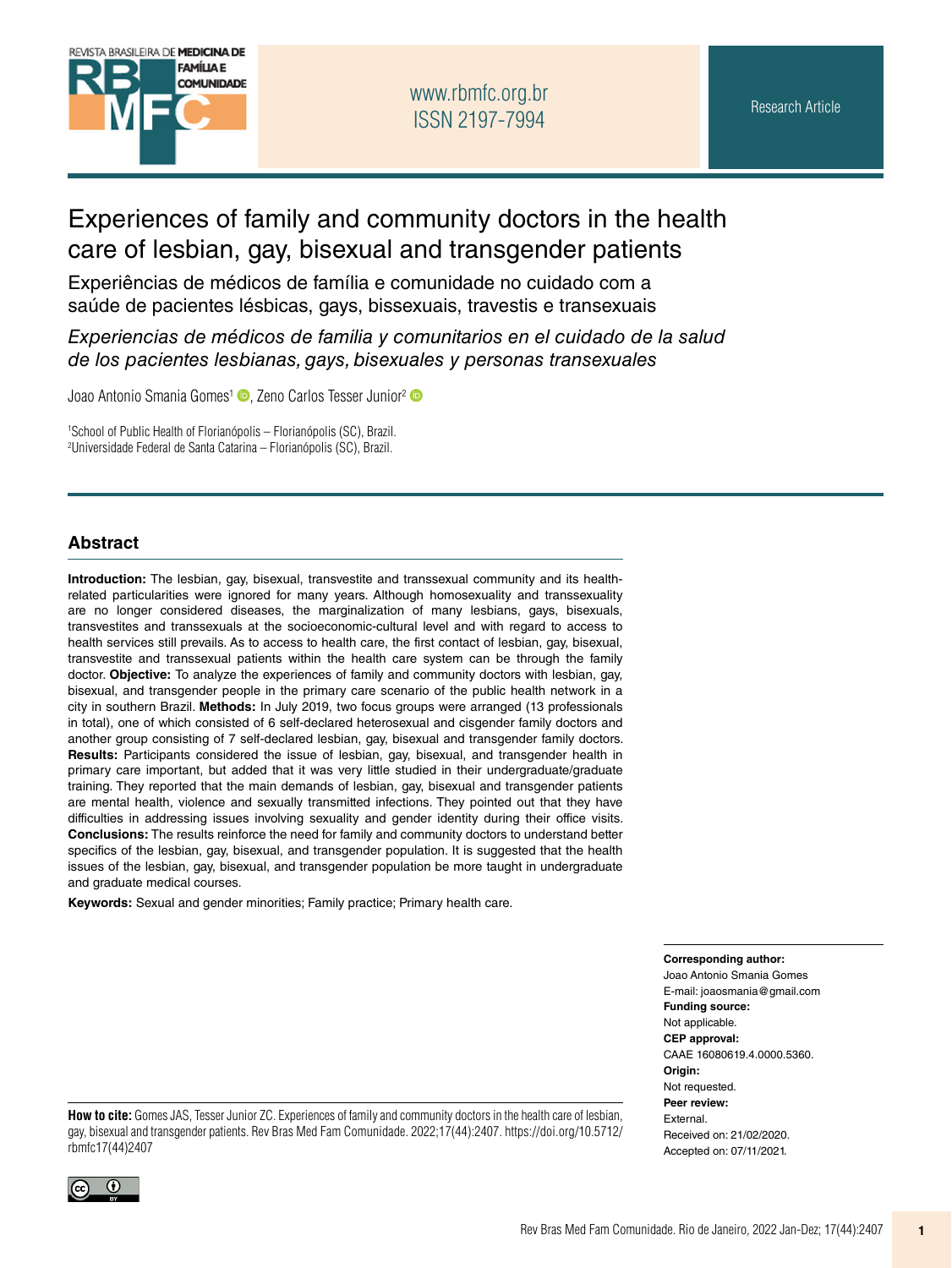# Experiences of family and community doctors in the health care of lesbian, gay, bisexual and transgender patients

## Experiências de médicos de família e comunidade no cuidado com a saúde de pacientes lésbicas, gays, bissexuais, travestis e transexuais

## *Experiencias de médicos de familia y comunitarios en el cuidado de la salud de los pacientes lesbianas, gays, bisexuales y personas transexuales*

Joao Antonio Smania Gomes[1], Zeno Carlos Tesser Junior[2]

[1]School of Public Health of Florianópolis – Florianópolis (SC), Brazil.
[2]Universidade Federal de Santa Catarina – Florianópolis (SC), Brazil.

## Abstract

**Introduction:** The lesbian, gay, bisexual, transvestite and transsexual community and its health-related particularities were ignored for many years. Although homosexuality and transsexuality are no longer considered diseases, the marginalization of many lesbians, gays, bisexuals, transvestites and transsexuals at the socioeconomic-cultural level and with regard to access to health services still prevails. As to access to health care, the first contact of lesbian, gay, bisexual, transvestite and transsexual patients within the health care system can be through the family doctor. **Objective:** To analyze the experiences of family and community doctors with lesbian, gay, bisexual, and transgender people in the primary care scenario of the public health network in a city in southern Brazil. **Methods:** In July 2019, two focus groups were arranged (13 professionals in total), one of which consisted of 6 self-declared heterosexual and cisgender family doctors and another group consisting of 7 self-declared lesbian, gay, bisexual and transgender family doctors. **Results:** Participants considered the issue of lesbian, gay, bisexual, and transgender health in primary care important, but added that it was very little studied in their undergraduate/graduate training. They reported that the main demands of lesbian, gay, bisexual and transgender patients are mental health, violence and sexually transmitted infections. They pointed out that they have difficulties in addressing issues involving sexuality and gender identity during their office visits. **Conclusions:** The results reinforce the need for family and community doctors to understand better specifics of the lesbian, gay, bisexual, and transgender population. It is suggested that the health issues of the lesbian, gay, bisexual, and transgender population be more taught in undergraduate and graduate medical courses.

**Keywords:** Sexual and gender minorities; Family practice; Primary health care.

**Corresponding author:**
Joao Antonio Smania Gomes
E-mail: joaosmania@gmail.com
**Funding source:**
Not applicable.
**CEP approval:**
CAAE 16080619.4.0000.5360.
**Origin:**
Not requested.
**Peer review:**
External.
Received on: 21/02/2020.
Accepted on: 07/11/2021.

**How to cite:** Gomes JAS, Tesser Junior ZC. Experiences of family and community doctors in the health care of lesbian, gay, bisexual and transgender patients. Rev Bras Med Fam Comunidade. 2022;17(44):2407. https://doi.org/10.5712/rbmfc17(44)2407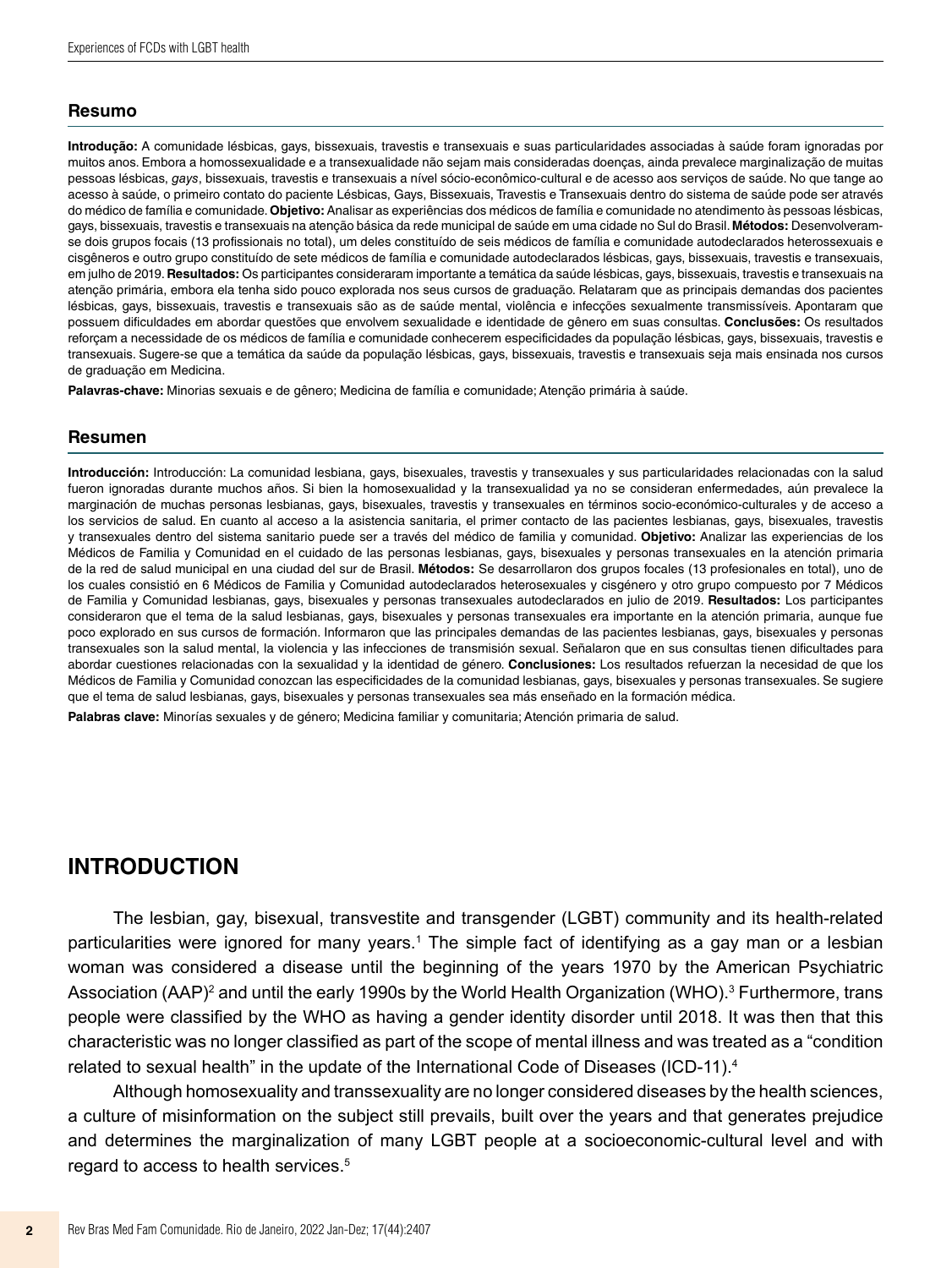## Resumo

**Introdução:** A comunidade lésbicas, gays, bissexuais, travestis e transexuais e suas particularidades associadas à saúde foram ignoradas por muitos anos. Embora a homossexualidade e a transexualidade não sejam mais consideradas doenças, ainda prevalece marginalização de muitas pessoas lésbicas, *gays*, bissexuais, travestis e transexuais a nível sócio-econômico-cultural e de acesso aos serviços de saúde. No que tange ao acesso à saúde, o primeiro contato do paciente Lésbicas, Gays, Bissexuais, Travestis e Transexuais dentro do sistema de saúde pode ser através do médico de família e comunidade. **Objetivo:** Analisar as experiências dos médicos de família e comunidade no atendimento às pessoas lésbicas, gays, bissexuais, travestis e transexuais na atenção básica da rede municipal de saúde em uma cidade no Sul do Brasil. **Métodos:** Desenvolveram-se dois grupos focais (13 profissionais no total), um deles constituído de seis médicos de família e comunidade autodeclarados heterossexuais e cisgêneros e outro grupo constituído de sete médicos de família e comunidade autodeclarados lésbicas, gays, bissexuais, travestis e transexuais, em julho de 2019. **Resultados:** Os participantes consideraram importante a temática da saúde lésbicas, gays, bissexuais, travestis e transexuais na atenção primária, embora ela tenha sido pouco explorada nos seus cursos de graduação. Relataram que as principais demandas dos pacientes lésbicas, gays, bissexuais, travestis e transexuais são as de saúde mental, violência e infecções sexualmente transmissíveis. Apontaram que possuem dificuldades em abordar questões que envolvem sexualidade e identidade de gênero em suas consultas. **Conclusões:** Os resultados reforçam a necessidade de os médicos de família e comunidade conhecerem especificidades da população lésbicas, gays, bissexuais, travestis e transexuais. Sugere-se que a temática da saúde da população lésbicas, gays, bissexuais, travestis e transexuais seja mais ensinada nos cursos de graduação em Medicina.

**Palavras-chave:** Minorias sexuais e de gênero; Medicina de família e comunidade; Atenção primária à saúde.

## Resumen

**Introducción:** Introducción: La comunidad lesbiana, gays, bisexuales, travestis y transexuales y sus particularidades relacionadas con la salud fueron ignoradas durante muchos años. Si bien la homosexualidad y la transexualidad ya no se consideran enfermedades, aún prevalece la marginación de muchas personas lesbianas, gays, bisexuales, travestis y transexuales en términos socio-económico-culturales y de acceso a los servicios de salud. En cuanto al acceso a la asistencia sanitaria, el primer contacto de las pacientes lesbianas, gays, bisexuales, travestis y transexuales dentro del sistema sanitario puede ser a través del médico de familia y comunidad. **Objetivo:** Analizar las experiencias de los Médicos de Familia y Comunidad en el cuidado de las personas lesbianas, gays, bisexuales y personas transexuales en la atención primaria de la red de salud municipal en una ciudad del sur de Brasil. **Métodos:** Se desarrollaron dos grupos focales (13 profesionales en total), uno de los cuales consistió en 6 Médicos de Familia y Comunidad autodeclarados heterosexuales y cisgénero y otro grupo compuesto por 7 Médicos de Familia y Comunidad lesbianas, gays, bisexuales y personas transexuales autodeclarados en julio de 2019. **Resultados:** Los participantes consideraron que el tema de la salud lesbianas, gays, bisexuales y personas transexuales era importante en la atención primaria, aunque fue poco explorado en sus cursos de formación. Informaron que las principales demandas de las pacientes lesbianas, gays, bisexuales y personas transexuales son la salud mental, la violencia y las infecciones de transmisión sexual. Señalaron que en sus consultas tienen dificultades para abordar cuestiones relacionadas con la sexualidad y la identidad de género. **Conclusiones:** Los resultados refuerzan la necesidad de que los Médicos de Familia y Comunidad conozcan las especificidades de la comunidad lesbianas, gays, bisexuales y personas transexuales. Se sugiere que el tema de salud lesbianas, gays, bisexuales y personas transexuales sea más enseñado en la formación médica.

**Palabras clave:** Minorías sexuales y de género; Medicina familiar y comunitaria; Atención primaria de salud.

# INTRODUCTION

The lesbian, gay, bisexual, transvestite and transgender (LGBT) community and its health-related particularities were ignored for many years.[1] The simple fact of identifying as a gay man or a lesbian woman was considered a disease until the beginning of the years 1970 by the American Psychiatric Association (AAP)[2] and until the early 1990s by the World Health Organization (WHO).[3] Furthermore, trans people were classified by the WHO as having a gender identity disorder until 2018. It was then that this characteristic was no longer classified as part of the scope of mental illness and was treated as a "condition related to sexual health" in the update of the International Code of Diseases (ICD-11).[4]

Although homosexuality and transsexuality are no longer considered diseases by the health sciences, a culture of misinformation on the subject still prevails, built over the years and that generates prejudice and determines the marginalization of many LGBT people at a socioeconomic-cultural level and with regard to access to health services.[5]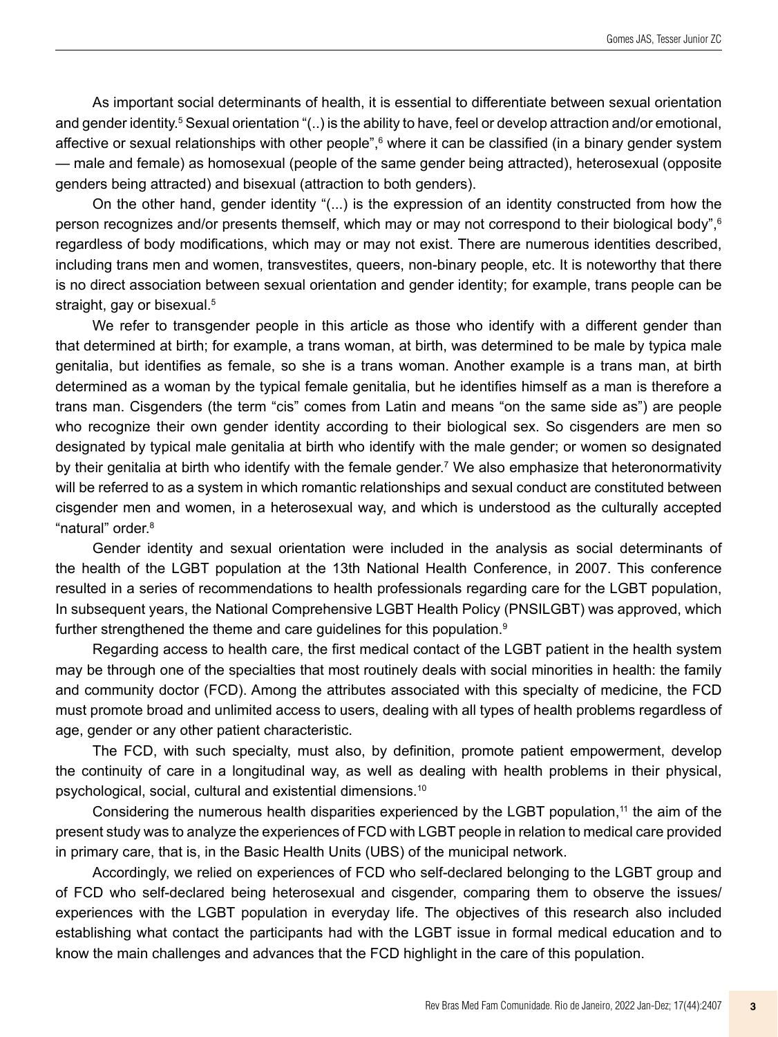As important social determinants of health, it is essential to differentiate between sexual orientation and gender identity.[5] Sexual orientation "(..) is the ability to have, feel or develop attraction and/or emotional, affective or sexual relationships with other people",[6] where it can be classified (in a binary gender system — male and female) as homosexual (people of the same gender being attracted), heterosexual (opposite genders being attracted) and bisexual (attraction to both genders).

On the other hand, gender identity "(...) is the expression of an identity constructed from how the person recognizes and/or presents themself, which may or may not correspond to their biological body",[6] regardless of body modifications, which may or may not exist. There are numerous identities described, including trans men and women, transvestites, queers, non-binary people, etc. It is noteworthy that there is no direct association between sexual orientation and gender identity; for example, trans people can be straight, gay or bisexual.[5]

We refer to transgender people in this article as those who identify with a different gender than that determined at birth; for example, a trans woman, at birth, was determined to be male by typica male genitalia, but identifies as female, so she is a trans woman. Another example is a trans man, at birth determined as a woman by the typical female genitalia, but he identifies himself as a man is therefore a trans man. Cisgenders (the term "cis" comes from Latin and means "on the same side as") are people who recognize their own gender identity according to their biological sex. So cisgenders are men so designated by typical male genitalia at birth who identify with the male gender; or women so designated by their genitalia at birth who identify with the female gender.[7] We also emphasize that heteronormativity will be referred to as a system in which romantic relationships and sexual conduct are constituted between cisgender men and women, in a heterosexual way, and which is understood as the culturally accepted "natural" order.[8]

Gender identity and sexual orientation were included in the analysis as social determinants of the health of the LGBT population at the 13th National Health Conference, in 2007. This conference resulted in a series of recommendations to health professionals regarding care for the LGBT population, In subsequent years, the National Comprehensive LGBT Health Policy (PNSILGBT) was approved, which further strengthened the theme and care guidelines for this population.[9]

Regarding access to health care, the first medical contact of the LGBT patient in the health system may be through one of the specialties that most routinely deals with social minorities in health: the family and community doctor (FCD). Among the attributes associated with this specialty of medicine, the FCD must promote broad and unlimited access to users, dealing with all types of health problems regardless of age, gender or any other patient characteristic.

The FCD, with such specialty, must also, by definition, promote patient empowerment, develop the continuity of care in a longitudinal way, as well as dealing with health problems in their physical, psychological, social, cultural and existential dimensions.[10]

Considering the numerous health disparities experienced by the LGBT population,[11] the aim of the present study was to analyze the experiences of FCD with LGBT people in relation to medical care provided in primary care, that is, in the Basic Health Units (UBS) of the municipal network.

Accordingly, we relied on experiences of FCD who self-declared belonging to the LGBT group and of FCD who self-declared being heterosexual and cisgender, comparing them to observe the issues/ experiences with the LGBT population in everyday life. The objectives of this research also included establishing what contact the participants had with the LGBT issue in formal medical education and to know the main challenges and advances that the FCD highlight in the care of this population.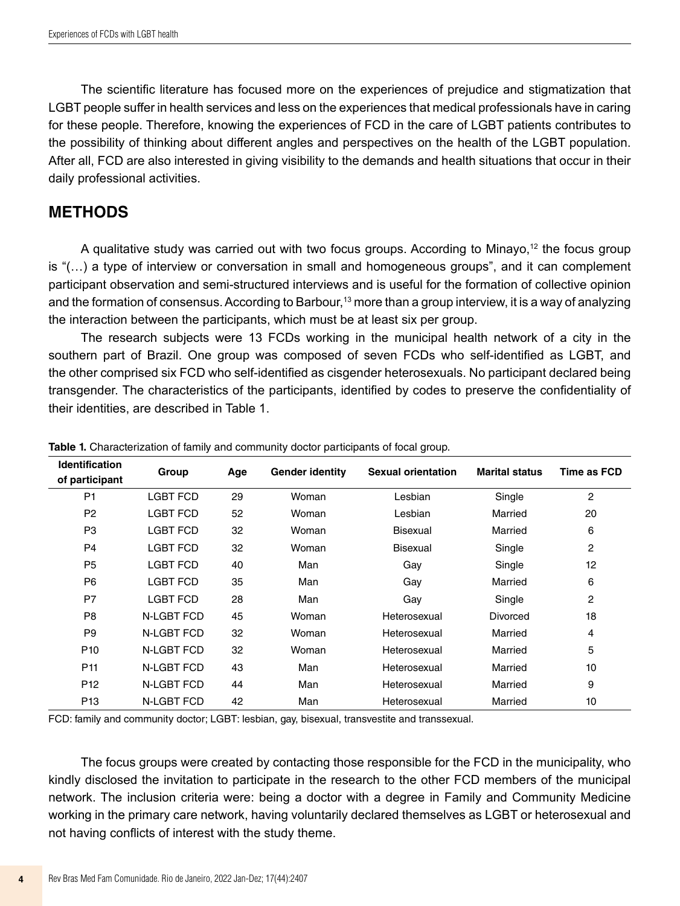The scientific literature has focused more on the experiences of prejudice and stigmatization that LGBT people suffer in health services and less on the experiences that medical professionals have in caring for these people. Therefore, knowing the experiences of FCD in the care of LGBT patients contributes to the possibility of thinking about different angles and perspectives on the health of the LGBT population. After all, FCD are also interested in giving visibility to the demands and health situations that occur in their daily professional activities.

## METHODS

A qualitative study was carried out with two focus groups. According to Minayo,[12] the focus group is "(…) a type of interview or conversation in small and homogeneous groups", and it can complement participant observation and semi-structured interviews and is useful for the formation of collective opinion and the formation of consensus. According to Barbour,[13] more than a group interview, it is a way of analyzing the interaction between the participants, which must be at least six per group.

The research subjects were 13 FCDs working in the municipal health network of a city in the southern part of Brazil. One group was composed of seven FCDs who self-identified as LGBT, and the other comprised six FCD who self-identified as cisgender heterosexuals. No participant declared being transgender. The characteristics of the participants, identified by codes to preserve the confidentiality of their identities, are described in Table 1.

**Table 1.** Characterization of family and community doctor participants of focal group.

| Identification of participant | Group | Age | Gender identity | Sexual orientation | Marital status | Time as FCD |
|---|---|---|---|---|---|---|
| P1 | LGBT FCD | 29 | Woman | Lesbian | Single | 2 |
| P2 | LGBT FCD | 52 | Woman | Lesbian | Married | 20 |
| P3 | LGBT FCD | 32 | Woman | Bisexual | Married | 6 |
| P4 | LGBT FCD | 32 | Woman | Bisexual | Single | 2 |
| P5 | LGBT FCD | 40 | Man | Gay | Single | 12 |
| P6 | LGBT FCD | 35 | Man | Gay | Married | 6 |
| P7 | LGBT FCD | 28 | Man | Gay | Single | 2 |
| P8 | N-LGBT FCD | 45 | Woman | Heterosexual | Divorced | 18 |
| P9 | N-LGBT FCD | 32 | Woman | Heterosexual | Married | 4 |
| P10 | N-LGBT FCD | 32 | Woman | Heterosexual | Married | 5 |
| P11 | N-LGBT FCD | 43 | Man | Heterosexual | Married | 10 |
| P12 | N-LGBT FCD | 44 | Man | Heterosexual | Married | 9 |
| P13 | N-LGBT FCD | 42 | Man | Heterosexual | Married | 10 |

FCD: family and community doctor; LGBT: lesbian, gay, bisexual, transvestite and transsexual.

The focus groups were created by contacting those responsible for the FCD in the municipality, who kindly disclosed the invitation to participate in the research to the other FCD members of the municipal network. The inclusion criteria were: being a doctor with a degree in Family and Community Medicine working in the primary care network, having voluntarily declared themselves as LGBT or heterosexual and not having conflicts of interest with the study theme.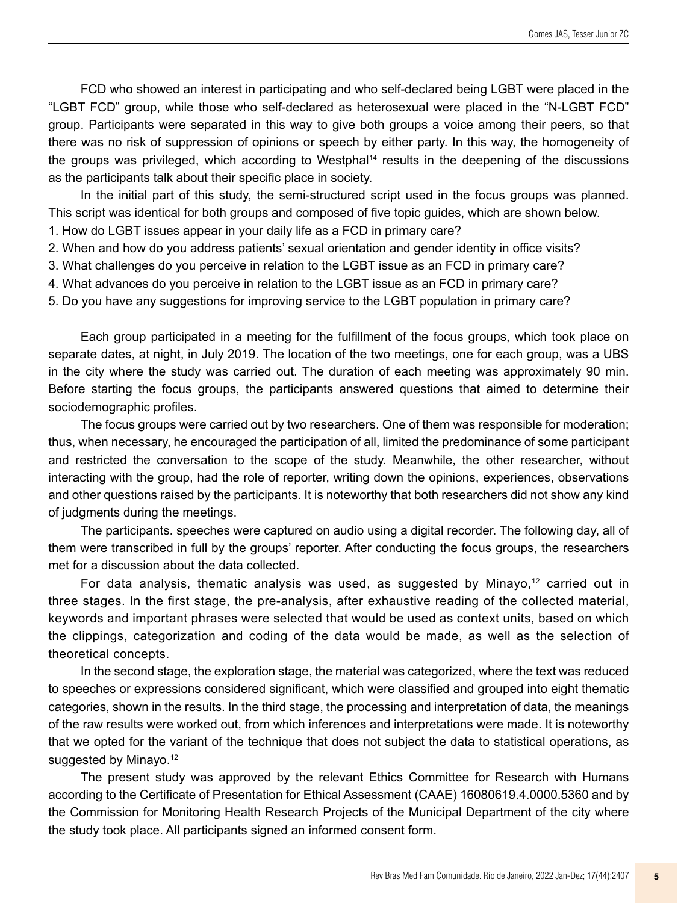FCD who showed an interest in participating and who self-declared being LGBT were placed in the "LGBT FCD" group, while those who self-declared as heterosexual were placed in the "N-LGBT FCD" group. Participants were separated in this way to give both groups a voice among their peers, so that there was no risk of suppression of opinions or speech by either party. In this way, the homogeneity of the groups was privileged, which according to Westphal[14] results in the deepening of the discussions as the participants talk about their specific place in society.

In the initial part of this study, the semi-structured script used in the focus groups was planned. This script was identical for both groups and composed of five topic guides, which are shown below.

1. How do LGBT issues appear in your daily life as a FCD in primary care?
2. When and how do you address patients' sexual orientation and gender identity in office visits?
3. What challenges do you perceive in relation to the LGBT issue as an FCD in primary care?
4. What advances do you perceive in relation to the LGBT issue as an FCD in primary care?
5. Do you have any suggestions for improving service to the LGBT population in primary care?

Each group participated in a meeting for the fulfillment of the focus groups, which took place on separate dates, at night, in July 2019. The location of the two meetings, one for each group, was a UBS in the city where the study was carried out. The duration of each meeting was approximately 90 min. Before starting the focus groups, the participants answered questions that aimed to determine their sociodemographic profiles.

The focus groups were carried out by two researchers. One of them was responsible for moderation; thus, when necessary, he encouraged the participation of all, limited the predominance of some participant and restricted the conversation to the scope of the study. Meanwhile, the other researcher, without interacting with the group, had the role of reporter, writing down the opinions, experiences, observations and other questions raised by the participants. It is noteworthy that both researchers did not show any kind of judgments during the meetings.

The participants. speeches were captured on audio using a digital recorder. The following day, all of them were transcribed in full by the groups' reporter. After conducting the focus groups, the researchers met for a discussion about the data collected.

For data analysis, thematic analysis was used, as suggested by Minayo,[12] carried out in three stages. In the first stage, the pre-analysis, after exhaustive reading of the collected material, keywords and important phrases were selected that would be used as context units, based on which the clippings, categorization and coding of the data would be made, as well as the selection of theoretical concepts.

In the second stage, the exploration stage, the material was categorized, where the text was reduced to speeches or expressions considered significant, which were classified and grouped into eight thematic categories, shown in the results. In the third stage, the processing and interpretation of data, the meanings of the raw results were worked out, from which inferences and interpretations were made. It is noteworthy that we opted for the variant of the technique that does not subject the data to statistical operations, as suggested by Minayo.[12]

The present study was approved by the relevant Ethics Committee for Research with Humans according to the Certificate of Presentation for Ethical Assessment (CAAE) 16080619.4.0000.5360 and by the Commission for Monitoring Health Research Projects of the Municipal Department of the city where the study took place. All participants signed an informed consent form.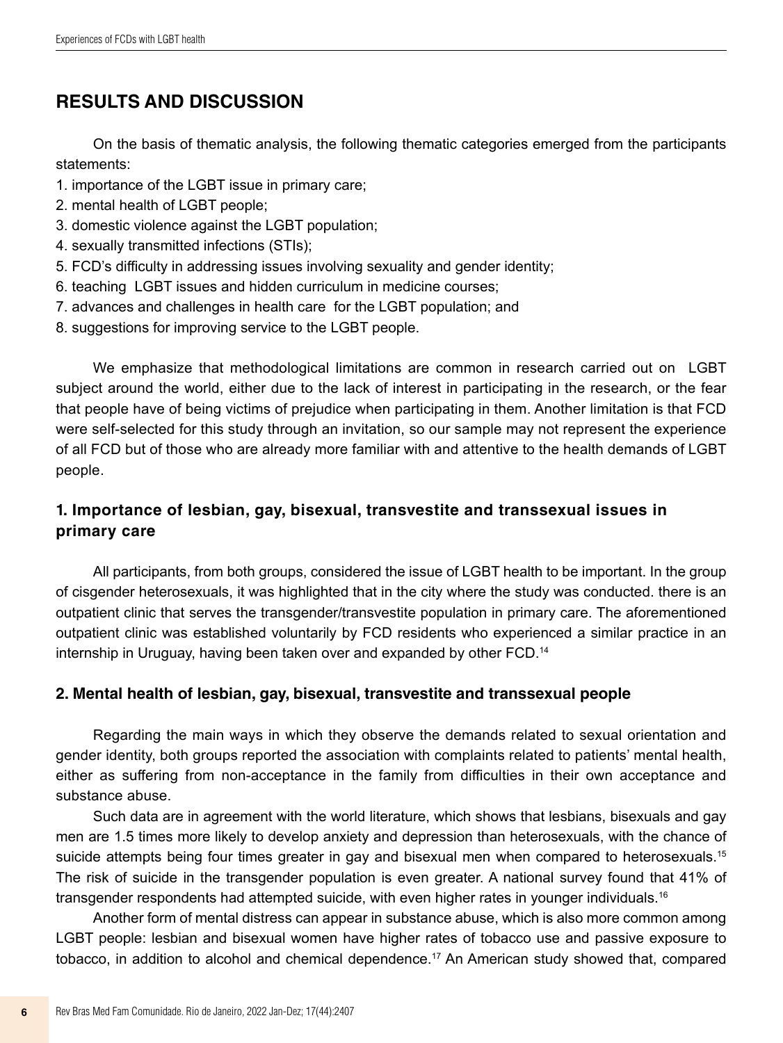## RESULTS AND DISCUSSION

On the basis of thematic analysis, the following thematic categories emerged from the participants statements:

1. importance of the LGBT issue in primary care;
2. mental health of LGBT people;
3. domestic violence against the LGBT population;
4. sexually transmitted infections (STIs);
5. FCD's difficulty in addressing issues involving sexuality and gender identity;
6. teaching LGBT issues and hidden curriculum in medicine courses;
7. advances and challenges in health care for the LGBT population; and
8. suggestions for improving service to the LGBT people.

We emphasize that methodological limitations are common in research carried out on LGBT subject around the world, either due to the lack of interest in participating in the research, or the fear that people have of being victims of prejudice when participating in them. Another limitation is that FCD were self-selected for this study through an invitation, so our sample may not represent the experience of all FCD but of those who are already more familiar with and attentive to the health demands of LGBT people.

### 1. Importance of lesbian, gay, bisexual, transvestite and transsexual issues in primary care

All participants, from both groups, considered the issue of LGBT health to be important. In the group of cisgender heterosexuals, it was highlighted that in the city where the study was conducted. there is an outpatient clinic that serves the transgender/transvestite population in primary care. The aforementioned outpatient clinic was established voluntarily by FCD residents who experienced a similar practice in an internship in Uruguay, having been taken over and expanded by other FCD.[14]

### 2. Mental health of lesbian, gay, bisexual, transvestite and transsexual people

Regarding the main ways in which they observe the demands related to sexual orientation and gender identity, both groups reported the association with complaints related to patients' mental health, either as suffering from non-acceptance in the family from difficulties in their own acceptance and substance abuse.

Such data are in agreement with the world literature, which shows that lesbians, bisexuals and gay men are 1.5 times more likely to develop anxiety and depression than heterosexuals, with the chance of suicide attempts being four times greater in gay and bisexual men when compared to heterosexuals.[15] The risk of suicide in the transgender population is even greater. A national survey found that 41% of transgender respondents had attempted suicide, with even higher rates in younger individuals.[16]

Another form of mental distress can appear in substance abuse, which is also more common among LGBT people: lesbian and bisexual women have higher rates of tobacco use and passive exposure to tobacco, in addition to alcohol and chemical dependence.[17] An American study showed that, compared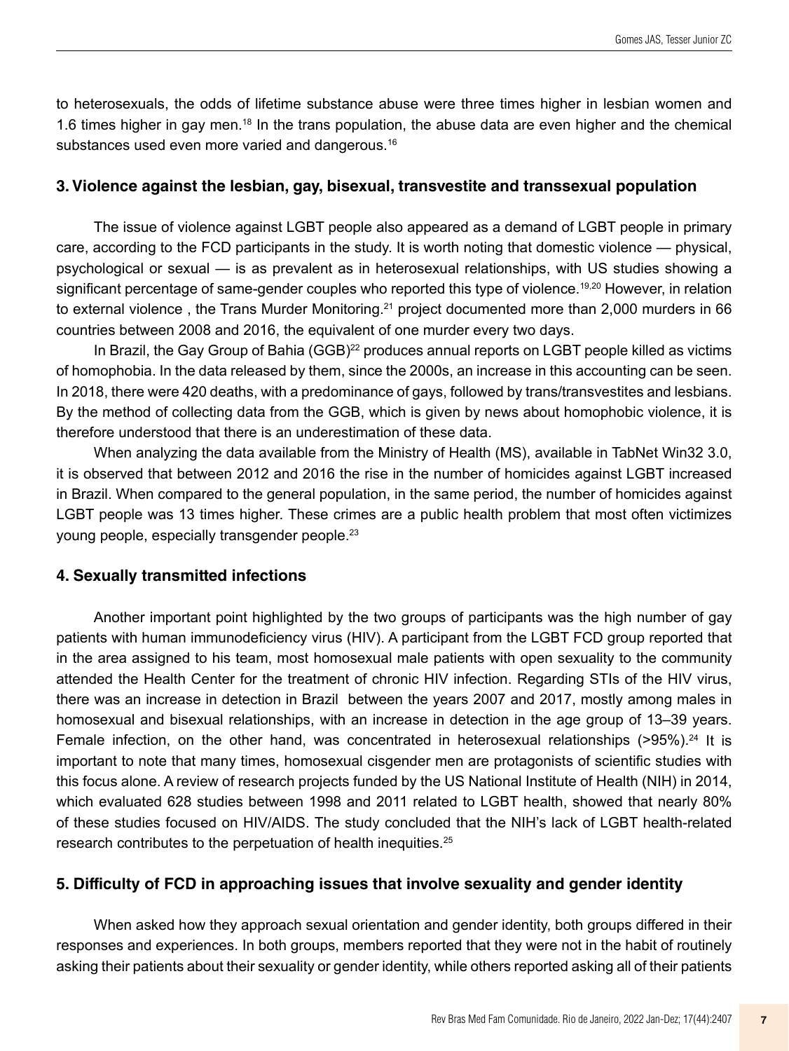to heterosexuals, the odds of lifetime substance abuse were three times higher in lesbian women and 1.6 times higher in gay men.[18] In the trans population, the abuse data are even higher and the chemical substances used even more varied and dangerous.[16]

### 3. Violence against the lesbian, gay, bisexual, transvestite and transsexual population

The issue of violence against LGBT people also appeared as a demand of LGBT people in primary care, according to the FCD participants in the study. It is worth noting that domestic violence — physical, psychological or sexual — is as prevalent as in heterosexual relationships, with US studies showing a significant percentage of same-gender couples who reported this type of violence.[19,20] However, in relation to external violence , the Trans Murder Monitoring.[21] project documented more than 2,000 murders in 66 countries between 2008 and 2016, the equivalent of one murder every two days.

In Brazil, the Gay Group of Bahia (GGB)[22] produces annual reports on LGBT people killed as victims of homophobia. In the data released by them, since the 2000s, an increase in this accounting can be seen. In 2018, there were 420 deaths, with a predominance of gays, followed by trans/transvestites and lesbians. By the method of collecting data from the GGB, which is given by news about homophobic violence, it is therefore understood that there is an underestimation of these data.

When analyzing the data available from the Ministry of Health (MS), available in TabNet Win32 3.0, it is observed that between 2012 and 2016 the rise in the number of homicides against LGBT increased in Brazil. When compared to the general population, in the same period, the number of homicides against LGBT people was 13 times higher. These crimes are a public health problem that most often victimizes young people, especially transgender people.[23]

### 4. Sexually transmitted infections

Another important point highlighted by the two groups of participants was the high number of gay patients with human immunodeficiency virus (HIV). A participant from the LGBT FCD group reported that in the area assigned to his team, most homosexual male patients with open sexuality to the community attended the Health Center for the treatment of chronic HIV infection. Regarding STIs of the HIV virus, there was an increase in detection in Brazil between the years 2007 and 2017, mostly among males in homosexual and bisexual relationships, with an increase in detection in the age group of 13–39 years. Female infection, on the other hand, was concentrated in heterosexual relationships (>95%).[24] It is important to note that many times, homosexual cisgender men are protagonists of scientific studies with this focus alone. A review of research projects funded by the US National Institute of Health (NIH) in 2014, which evaluated 628 studies between 1998 and 2011 related to LGBT health, showed that nearly 80% of these studies focused on HIV/AIDS. The study concluded that the NIH's lack of LGBT health-related research contributes to the perpetuation of health inequities.[25]

### 5. Difficulty of FCD in approaching issues that involve sexuality and gender identity

When asked how they approach sexual orientation and gender identity, both groups differed in their responses and experiences. In both groups, members reported that they were not in the habit of routinely asking their patients about their sexuality or gender identity, while others reported asking all of their patients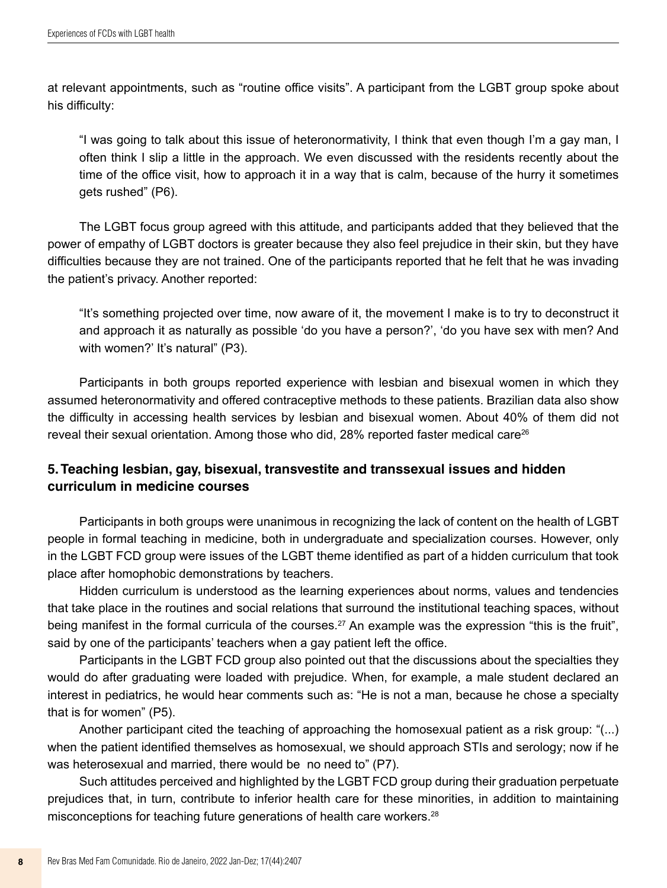at relevant appointments, such as "routine office visits". A participant from the LGBT group spoke about his difficulty:

> "I was going to talk about this issue of heteronormativity, I think that even though I'm a gay man, I often think I slip a little in the approach. We even discussed with the residents recently about the time of the office visit, how to approach it in a way that is calm, because of the hurry it sometimes gets rushed" (P6).

The LGBT focus group agreed with this attitude, and participants added that they believed that the power of empathy of LGBT doctors is greater because they also feel prejudice in their skin, but they have difficulties because they are not trained. One of the participants reported that he felt that he was invading the patient's privacy. Another reported:

> "It's something projected over time, now aware of it, the movement I make is to try to deconstruct it and approach it as naturally as possible 'do you have a person?', 'do you have sex with men? And with women?' It's natural" (P3).

Participants in both groups reported experience with lesbian and bisexual women in which they assumed heteronormativity and offered contraceptive methods to these patients. Brazilian data also show the difficulty in accessing health services by lesbian and bisexual women. About 40% of them did not reveal their sexual orientation. Among those who did, 28% reported faster medical care[26]

## 5. Teaching lesbian, gay, bisexual, transvestite and transsexual issues and hidden curriculum in medicine courses

Participants in both groups were unanimous in recognizing the lack of content on the health of LGBT people in formal teaching in medicine, both in undergraduate and specialization courses. However, only in the LGBT FCD group were issues of the LGBT theme identified as part of a hidden curriculum that took place after homophobic demonstrations by teachers.

Hidden curriculum is understood as the learning experiences about norms, values and tendencies that take place in the routines and social relations that surround the institutional teaching spaces, without being manifest in the formal curricula of the courses.[27] An example was the expression "this is the fruit", said by one of the participants' teachers when a gay patient left the office.

Participants in the LGBT FCD group also pointed out that the discussions about the specialties they would do after graduating were loaded with prejudice. When, for example, a male student declared an interest in pediatrics, he would hear comments such as: "He is not a man, because he chose a specialty that is for women" (P5).

Another participant cited the teaching of approaching the homosexual patient as a risk group: "(...) when the patient identified themselves as homosexual, we should approach STIs and serology; now if he was heterosexual and married, there would be no need to" (P7).

Such attitudes perceived and highlighted by the LGBT FCD group during their graduation perpetuate prejudices that, in turn, contribute to inferior health care for these minorities, in addition to maintaining misconceptions for teaching future generations of health care workers.[28]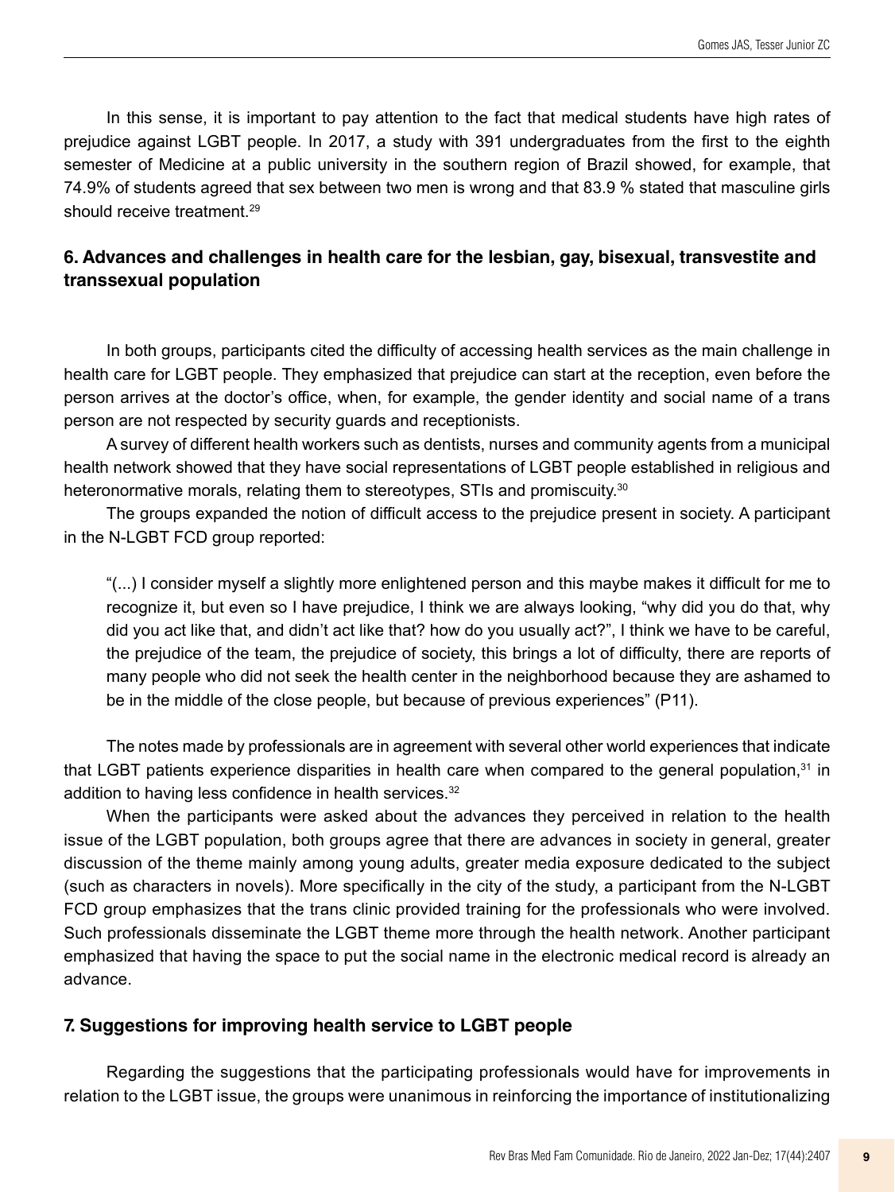In this sense, it is important to pay attention to the fact that medical students have high rates of prejudice against LGBT people. In 2017, a study with 391 undergraduates from the first to the eighth semester of Medicine at a public university in the southern region of Brazil showed, for example, that 74.9% of students agreed that sex between two men is wrong and that 83.9 % stated that masculine girls should receive treatment.[29]

## 6. Advances and challenges in health care for the lesbian, gay, bisexual, transvestite and transsexual population

In both groups, participants cited the difficulty of accessing health services as the main challenge in health care for LGBT people. They emphasized that prejudice can start at the reception, even before the person arrives at the doctor's office, when, for example, the gender identity and social name of a trans person are not respected by security guards and receptionists.

A survey of different health workers such as dentists, nurses and community agents from a municipal health network showed that they have social representations of LGBT people established in religious and heteronormative morals, relating them to stereotypes, STIs and promiscuity.[30]

The groups expanded the notion of difficult access to the prejudice present in society. A participant in the N-LGBT FCD group reported:

> "(...) I consider myself a slightly more enlightened person and this maybe makes it difficult for me to recognize it, but even so I have prejudice, I think we are always looking, "why did you do that, why did you act like that, and didn't act like that? how do you usually act?", I think we have to be careful, the prejudice of the team, the prejudice of society, this brings a lot of difficulty, there are reports of many people who did not seek the health center in the neighborhood because they are ashamed to be in the middle of the close people, but because of previous experiences" (P11).

The notes made by professionals are in agreement with several other world experiences that indicate that LGBT patients experience disparities in health care when compared to the general population,[31] in addition to having less confidence in health services.[32]

When the participants were asked about the advances they perceived in relation to the health issue of the LGBT population, both groups agree that there are advances in society in general, greater discussion of the theme mainly among young adults, greater media exposure dedicated to the subject (such as characters in novels). More specifically in the city of the study, a participant from the N-LGBT FCD group emphasizes that the trans clinic provided training for the professionals who were involved. Such professionals disseminate the LGBT theme more through the health network. Another participant emphasized that having the space to put the social name in the electronic medical record is already an advance.

## 7. Suggestions for improving health service to LGBT people

Regarding the suggestions that the participating professionals would have for improvements in relation to the LGBT issue, the groups were unanimous in reinforcing the importance of institutionalizing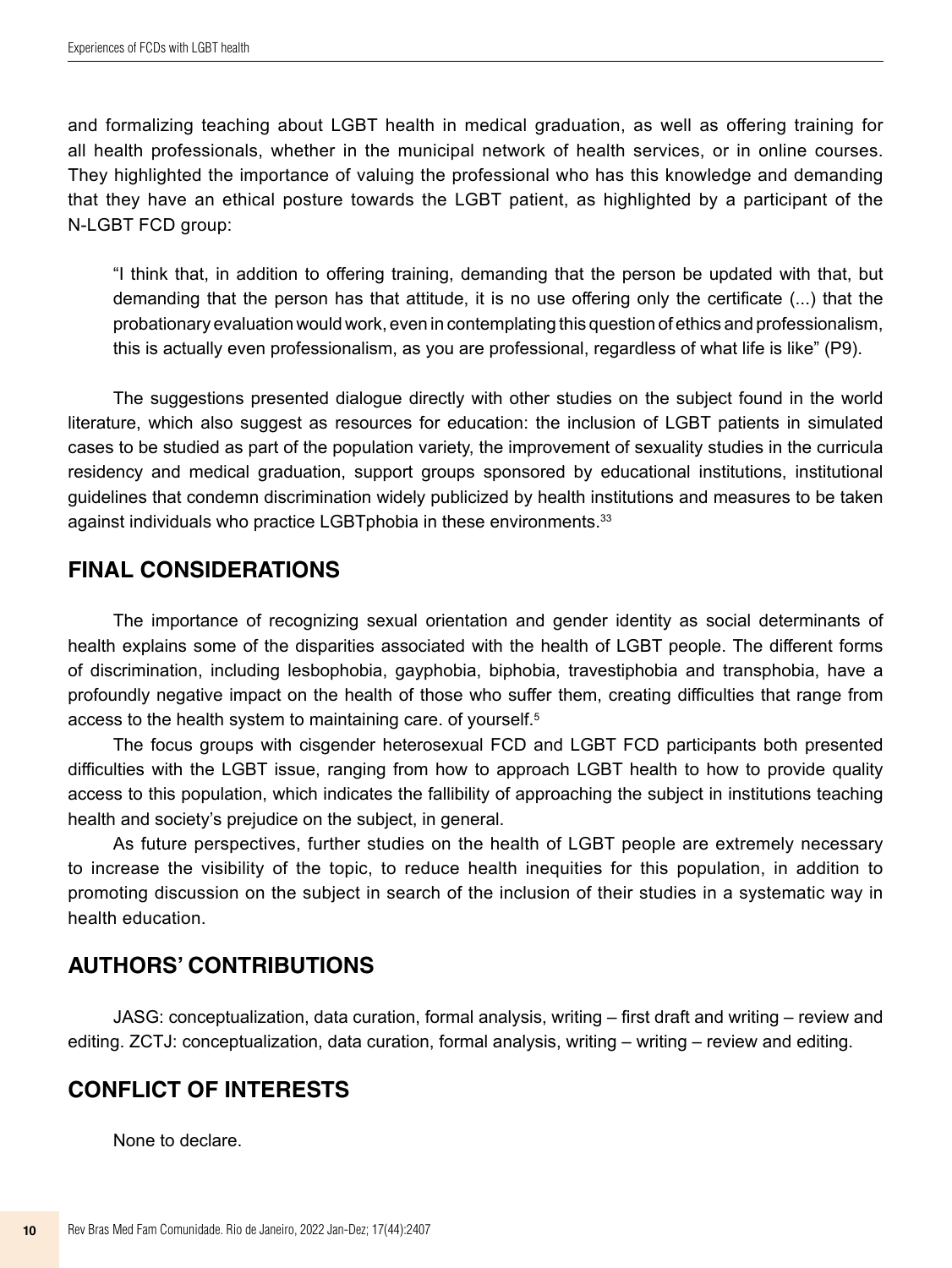and formalizing teaching about LGBT health in medical graduation, as well as offering training for all health professionals, whether in the municipal network of health services, or in online courses. They highlighted the importance of valuing the professional who has this knowledge and demanding that they have an ethical posture towards the LGBT patient, as highlighted by a participant of the N-LGBT FCD group:

> "I think that, in addition to offering training, demanding that the person be updated with that, but demanding that the person has that attitude, it is no use offering only the certificate (...) that the probationary evaluation would work, even in contemplating this question of ethics and professionalism, this is actually even professionalism, as you are professional, regardless of what life is like" (P9).

The suggestions presented dialogue directly with other studies on the subject found in the world literature, which also suggest as resources for education: the inclusion of LGBT patients in simulated cases to be studied as part of the population variety, the improvement of sexuality studies in the curricula residency and medical graduation, support groups sponsored by educational institutions, institutional guidelines that condemn discrimination widely publicized by health institutions and measures to be taken against individuals who practice LGBTphobia in these environments.[33]

## FINAL CONSIDERATIONS

The importance of recognizing sexual orientation and gender identity as social determinants of health explains some of the disparities associated with the health of LGBT people. The different forms of discrimination, including lesbophobia, gayphobia, biphobia, travestiphobia and transphobia, have a profoundly negative impact on the health of those who suffer them, creating difficulties that range from access to the health system to maintaining care. of yourself.[5]

The focus groups with cisgender heterosexual FCD and LGBT FCD participants both presented difficulties with the LGBT issue, ranging from how to approach LGBT health to how to provide quality access to this population, which indicates the fallibility of approaching the subject in institutions teaching health and society's prejudice on the subject, in general.

As future perspectives, further studies on the health of LGBT people are extremely necessary to increase the visibility of the topic, to reduce health inequities for this population, in addition to promoting discussion on the subject in search of the inclusion of their studies in a systematic way in health education.

## AUTHORS' CONTRIBUTIONS

JASG: conceptualization, data curation, formal analysis, writing – first draft and writing – review and editing. ZCTJ: conceptualization, data curation, formal analysis, writing – writing – review and editing.

## CONFLICT OF INTERESTS

None to declare.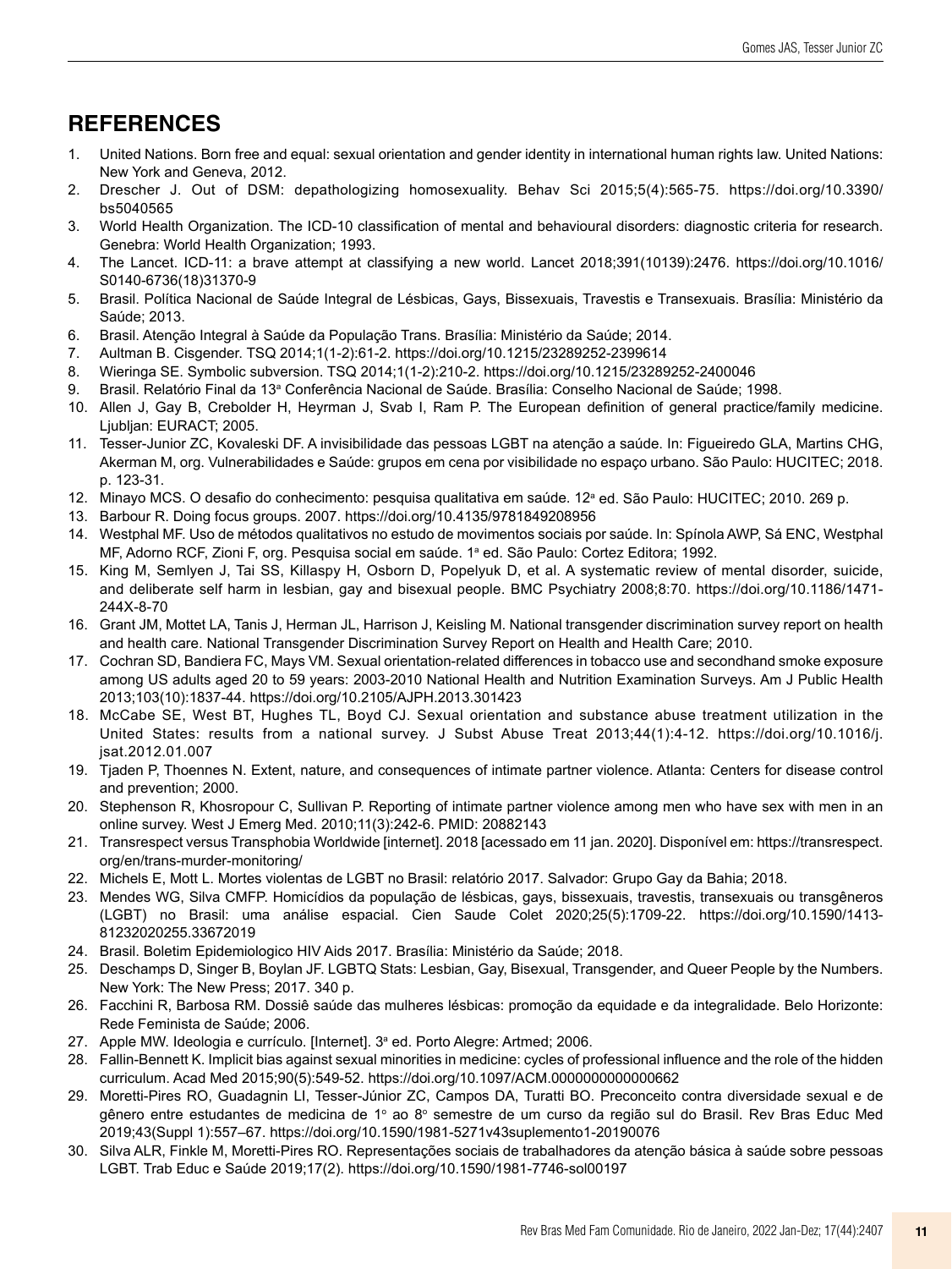## REFERENCES

1. United Nations. Born free and equal: sexual orientation and gender identity in international human rights law. United Nations: New York and Geneva, 2012.
2. Drescher J. Out of DSM: depathologizing homosexuality. Behav Sci 2015;5(4):565-75. https://doi.org/10.3390/bs5040565
3. World Health Organization. The ICD-10 classification of mental and behavioural disorders: diagnostic criteria for research. Genebra: World Health Organization; 1993.
4. The Lancet. ICD-11: a brave attempt at classifying a new world. Lancet 2018;391(10139):2476. https://doi.org/10.1016/S0140-6736(18)31370-9
5. Brasil. Política Nacional de Saúde Integral de Lésbicas, Gays, Bissexuais, Travestis e Transexuais. Brasília: Ministério da Saúde; 2013.
6. Brasil. Atenção Integral à Saúde da População Trans. Brasília: Ministério da Saúde; 2014.
7. Aultman B. Cisgender. TSQ 2014;1(1-2):61-2. https://doi.org/10.1215/23289252-2399614
8. Wieringa SE. Symbolic subversion. TSQ 2014;1(1-2):210-2. https://doi.org/10.1215/23289252-2400046
9. Brasil. Relatório Final da 13ª Conferência Nacional de Saúde. Brasília: Conselho Nacional de Saúde; 1998.
10. Allen J, Gay B, Crebolder H, Heyrman J, Svab I, Ram P. The European definition of general practice/family medicine. Ljubljan: EURACT; 2005.
11. Tesser-Junior ZC, Kovaleski DF. A invisibilidade das pessoas LGBT na atenção a saúde. In: Figueiredo GLA, Martins CHG, Akerman M, org. Vulnerabilidades e Saúde: grupos em cena por visibilidade no espaço urbano. São Paulo: HUCITEC; 2018. p. 123-31.
12. Minayo MCS. O desafio do conhecimento: pesquisa qualitativa em saúde. 12ª ed. São Paulo: HUCITEC; 2010. 269 p.
13. Barbour R. Doing focus groups. 2007. https://doi.org/10.4135/9781849208956
14. Westphal MF. Uso de métodos qualitativos no estudo de movimentos sociais por saúde. In: Spínola AWP, Sá ENC, Westphal MF, Adorno RCF, Zioni F, org. Pesquisa social em saúde. 1ª ed. São Paulo: Cortez Editora; 1992.
15. King M, Semlyen J, Tai SS, Killaspy H, Osborn D, Popelyuk D, et al. A systematic review of mental disorder, suicide, and deliberate self harm in lesbian, gay and bisexual people. BMC Psychiatry 2008;8:70. https://doi.org/10.1186/1471-244X-8-70
16. Grant JM, Mottet LA, Tanis J, Herman JL, Harrison J, Keisling M. National transgender discrimination survey report on health and health care. National Transgender Discrimination Survey Report on Health and Health Care; 2010.
17. Cochran SD, Bandiera FC, Mays VM. Sexual orientation-related differences in tobacco use and secondhand smoke exposure among US adults aged 20 to 59 years: 2003-2010 National Health and Nutrition Examination Surveys. Am J Public Health 2013;103(10):1837-44. https://doi.org/10.2105/AJPH.2013.301423
18. McCabe SE, West BT, Hughes TL, Boyd CJ. Sexual orientation and substance abuse treatment utilization in the United States: results from a national survey. J Subst Abuse Treat 2013;44(1):4-12. https://doi.org/10.1016/j.jsat.2012.01.007
19. Tjaden P, Thoennes N. Extent, nature, and consequences of intimate partner violence. Atlanta: Centers for disease control and prevention; 2000.
20. Stephenson R, Khosropour C, Sullivan P. Reporting of intimate partner violence among men who have sex with men in an online survey. West J Emerg Med. 2010;11(3):242-6. PMID: 20882143
21. Transrespect versus Transphobia Worldwide [internet]. 2018 [acessado em 11 jan. 2020]. Disponível em: https://transrespect.org/en/trans-murder-monitoring/
22. Michels E, Mott L. Mortes violentas de LGBT no Brasil: relatório 2017. Salvador: Grupo Gay da Bahia; 2018.
23. Mendes WG, Silva CMFP. Homicídios da população de lésbicas, gays, bissexuais, travestis, transexuais ou transgêneros (LGBT) no Brasil: uma análise espacial. Cien Saude Colet 2020;25(5):1709-22. https://doi.org/10.1590/1413-81232020255.33672019
24. Brasil. Boletim Epidemiologico HIV Aids 2017. Brasília: Ministério da Saúde; 2018.
25. Deschamps D, Singer B, Boylan JF. LGBTQ Stats: Lesbian, Gay, Bisexual, Transgender, and Queer People by the Numbers. New York: The New Press; 2017. 340 p.
26. Facchini R, Barbosa RM. Dossiê saúde das mulheres lésbicas: promoção da equidade e da integralidade. Belo Horizonte: Rede Feminista de Saúde; 2006.
27. Apple MW. Ideologia e currículo. [Internet]. 3ª ed. Porto Alegre: Artmed; 2006.
28. Fallin-Bennett K. Implicit bias against sexual minorities in medicine: cycles of professional influence and the role of the hidden curriculum. Acad Med 2015;90(5):549-52. https://doi.org/10.1097/ACM.0000000000000662
29. Moretti-Pires RO, Guadagnin LI, Tesser-Júnior ZC, Campos DA, Turatti BO. Preconceito contra diversidade sexual e de gênero entre estudantes de medicina de 1º ao 8º semestre de um curso da região sul do Brasil. Rev Bras Educ Med 2019;43(Suppl 1):557–67. https://doi.org/10.1590/1981-5271v43suplemento1-20190076
30. Silva ALR, Finkle M, Moretti-Pires RO. Representações sociais de trabalhadores da atenção básica à saúde sobre pessoas LGBT. Trab Educ e Saúde 2019;17(2). https://doi.org/10.1590/1981-7746-sol00197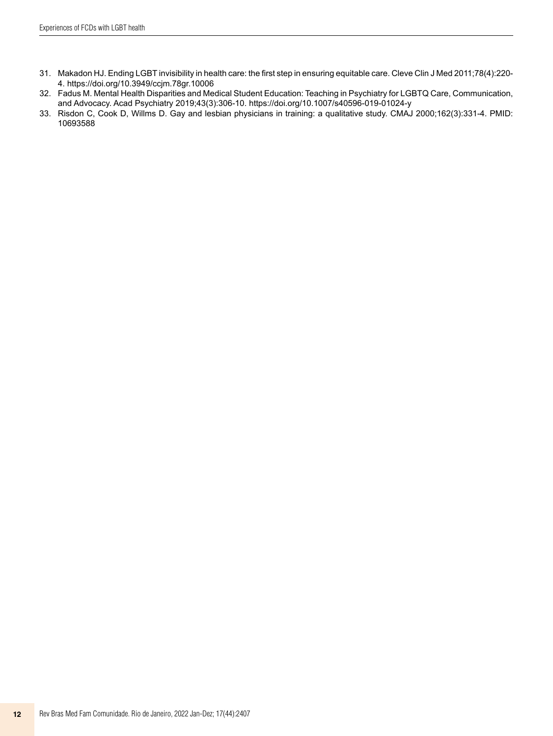31. Makadon HJ. Ending LGBT invisibility in health care: the first step in ensuring equitable care. Cleve Clin J Med 2011;78(4):220-4. https://doi.org/10.3949/ccjm.78gr.10006
32. Fadus M. Mental Health Disparities and Medical Student Education: Teaching in Psychiatry for LGBTQ Care, Communication, and Advocacy. Acad Psychiatry 2019;43(3):306-10. https://doi.org/10.1007/s40596-019-01024-y
33. Risdon C, Cook D, Willms D. Gay and lesbian physicians in training: a qualitative study. CMAJ 2000;162(3):331-4. PMID: 10693588